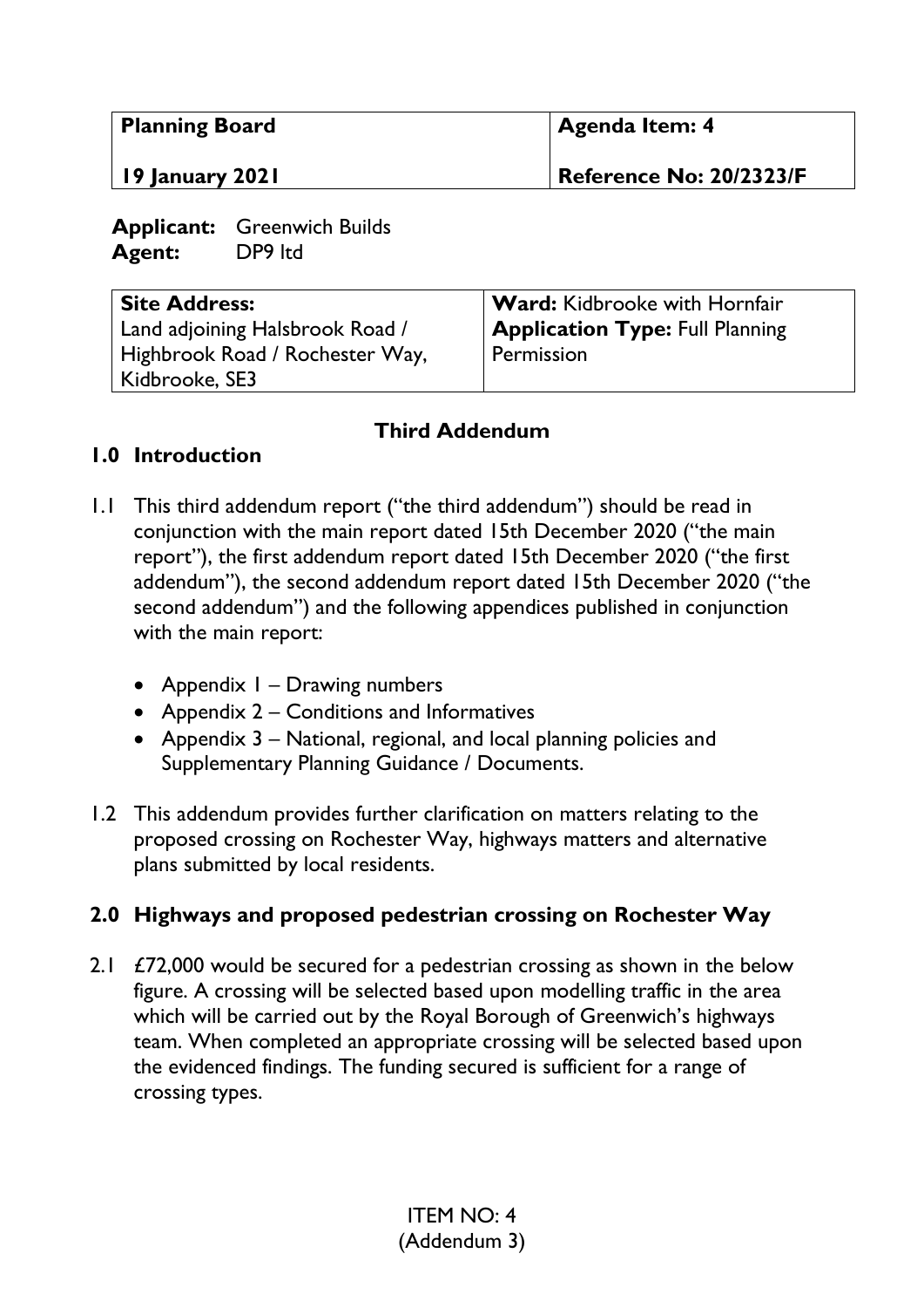| Planning Board | Agenda Item: 4 |
| --- | --- |
| 19 January 2021 | Reference No: 20/2323/F |

**Applicant:** Greenwich Builds
**Agent:** DP9 ltd

| Site Address: | Ward: Kidbrooke with Hornfair |
| --- | --- |
| Land adjoining Halsbrook Road / Highbrook Road / Rochester Way, Kidbrooke, SE3 | Application Type: Full Planning Permission |

## Third Addendum

## 1.0 Introduction

1.1 This third addendum report ("the third addendum") should be read in conjunction with the main report dated 15th December 2020 ("the main report"), the first addendum report dated 15th December 2020 ("the first addendum"), the second addendum report dated 15th December 2020 ("the second addendum") and the following appendices published in conjunction with the main report:

- Appendix 1 – Drawing numbers
- Appendix 2 – Conditions and Informatives
- Appendix 3 – National, regional, and local planning policies and Supplementary Planning Guidance / Documents.

1.2 This addendum provides further clarification on matters relating to the proposed crossing on Rochester Way, highways matters and alternative plans submitted by local residents.

## 2.0 Highways and proposed pedestrian crossing on Rochester Way

2.1 £72,000 would be secured for a pedestrian crossing as shown in the below figure. A crossing will be selected based upon modelling traffic in the area which will be carried out by the Royal Borough of Greenwich's highways team. When completed an appropriate crossing will be selected based upon the evidenced findings. The funding secured is sufficient for a range of crossing types.

ITEM NO: 4
(Addendum 3)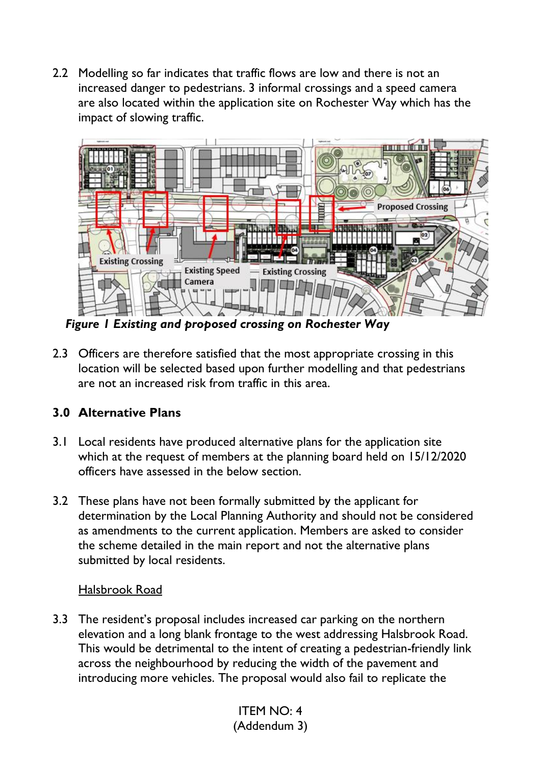2.2 Modelling so far indicates that traffic flows are low and there is not an increased danger to pedestrians. 3 informal crossings and a speed camera are also located within the application site on Rochester Way which has the impact of slowing traffic.

*Figure 1 Existing and proposed crossing on Rochester Way*

2.3 Officers are therefore satisfied that the most appropriate crossing in this location will be selected based upon further modelling and that pedestrians are not an increased risk from traffic in this area.

## 3.0 Alternative Plans

3.1 Local residents have produced alternative plans for the application site which at the request of members at the planning board held on 15/12/2020 officers have assessed in the below section.

3.2 These plans have not been formally submitted by the applicant for determination by the Local Planning Authority and should not be considered as amendments to the current application. Members are asked to consider the scheme detailed in the main report and not the alternative plans submitted by local residents.

<u>Halsbrook Road</u>

3.3 The resident's proposal includes increased car parking on the northern elevation and a long blank frontage to the west addressing Halsbrook Road. This would be detrimental to the intent of creating a pedestrian-friendly link across the neighbourhood by reducing the width of the pavement and introducing more vehicles. The proposal would also fail to replicate the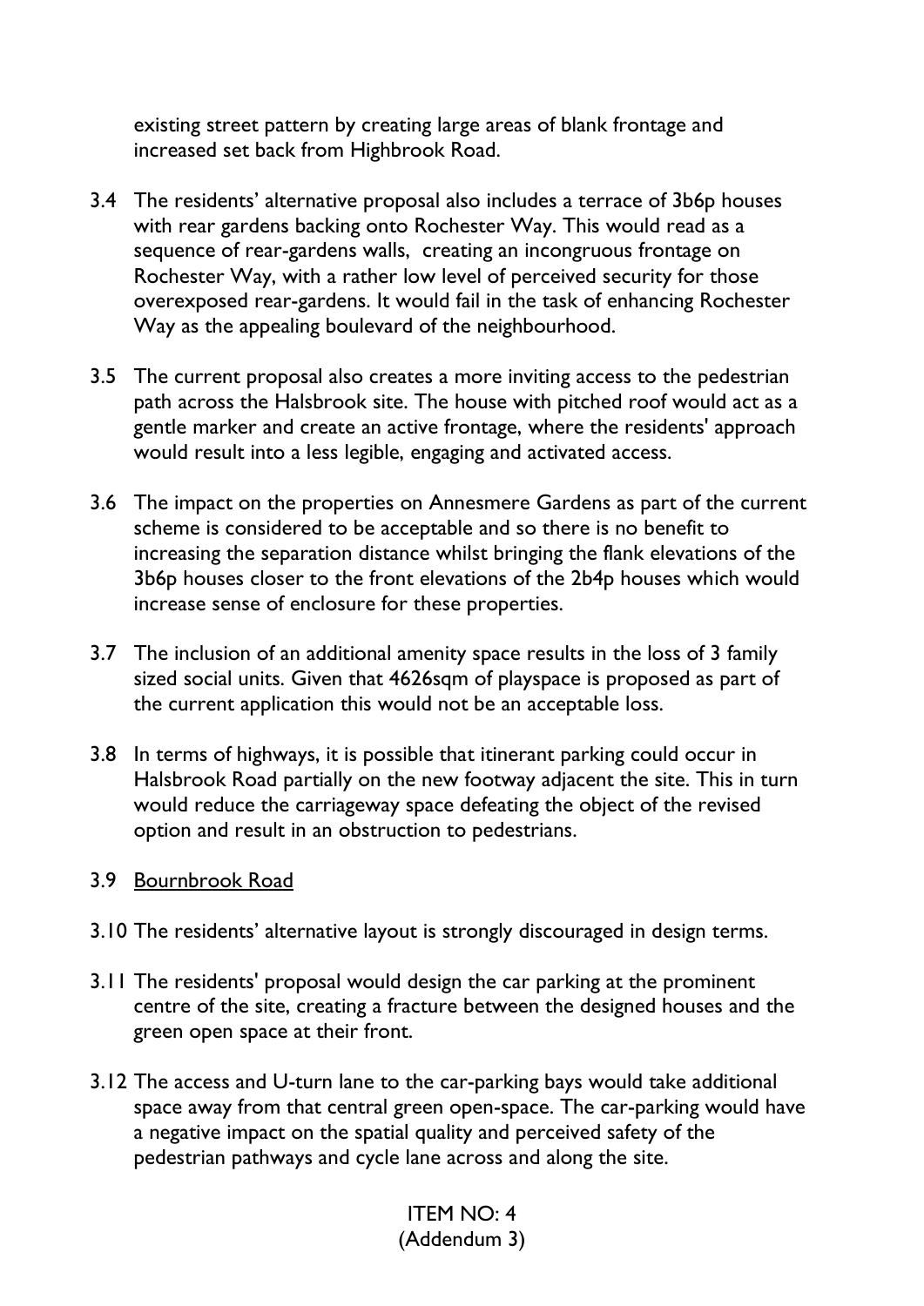existing street pattern by creating large areas of blank frontage and increased set back from Highbrook Road.

3.4 The residents' alternative proposal also includes a terrace of 3b6p houses with rear gardens backing onto Rochester Way. This would read as a sequence of rear-gardens walls, creating an incongruous frontage on Rochester Way, with a rather low level of perceived security for those overexposed rear-gardens. It would fail in the task of enhancing Rochester Way as the appealing boulevard of the neighbourhood.

3.5 The current proposal also creates a more inviting access to the pedestrian path across the Halsbrook site. The house with pitched roof would act as a gentle marker and create an active frontage, where the residents' approach would result into a less legible, engaging and activated access.

3.6 The impact on the properties on Annesmere Gardens as part of the current scheme is considered to be acceptable and so there is no benefit to increasing the separation distance whilst bringing the flank elevations of the 3b6p houses closer to the front elevations of the 2b4p houses which would increase sense of enclosure for these properties.

3.7 The inclusion of an additional amenity space results in the loss of 3 family sized social units. Given that 4626sqm of playspace is proposed as part of the current application this would not be an acceptable loss.

3.8 In terms of highways, it is possible that itinerant parking could occur in Halsbrook Road partially on the new footway adjacent the site. This in turn would reduce the carriageway space defeating the object of the revised option and result in an obstruction to pedestrians.

3.9 Bournbrook Road

3.10 The residents' alternative layout is strongly discouraged in design terms.

3.11 The residents' proposal would design the car parking at the prominent centre of the site, creating a fracture between the designed houses and the green open space at their front.

3.12 The access and U-turn lane to the car-parking bays would take additional space away from that central green open-space. The car-parking would have a negative impact on the spatial quality and perceived safety of the pedestrian pathways and cycle lane across and along the site.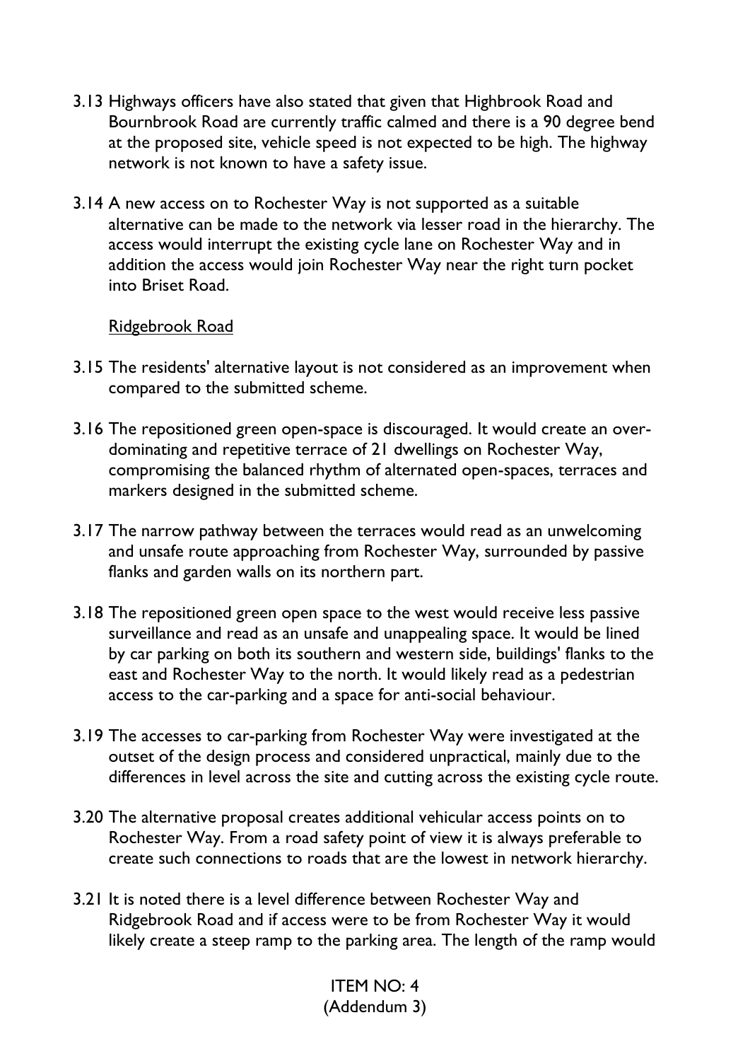3.13 Highways officers have also stated that given that Highbrook Road and Bournbrook Road are currently traffic calmed and there is a 90 degree bend at the proposed site, vehicle speed is not expected to be high. The highway network is not known to have a safety issue.

3.14 A new access on to Rochester Way is not supported as a suitable alternative can be made to the network via lesser road in the hierarchy. The access would interrupt the existing cycle lane on Rochester Way and in addition the access would join Rochester Way near the right turn pocket into Briset Road.

<u>Ridgebrook Road</u>

3.15 The residents' alternative layout is not considered as an improvement when compared to the submitted scheme.

3.16 The repositioned green open-space is discouraged. It would create an over-dominating and repetitive terrace of 21 dwellings on Rochester Way, compromising the balanced rhythm of alternated open-spaces, terraces and markers designed in the submitted scheme.

3.17 The narrow pathway between the terraces would read as an unwelcoming and unsafe route approaching from Rochester Way, surrounded by passive flanks and garden walls on its northern part.

3.18 The repositioned green open space to the west would receive less passive surveillance and read as an unsafe and unappealing space. It would be lined by car parking on both its southern and western side, buildings' flanks to the east and Rochester Way to the north. It would likely read as a pedestrian access to the car-parking and a space for anti-social behaviour.

3.19 The accesses to car-parking from Rochester Way were investigated at the outset of the design process and considered unpractical, mainly due to the differences in level across the site and cutting across the existing cycle route.

3.20 The alternative proposal creates additional vehicular access points on to Rochester Way. From a road safety point of view it is always preferable to create such connections to roads that are the lowest in network hierarchy.

3.21 It is noted there is a level difference between Rochester Way and Ridgebrook Road and if access were to be from Rochester Way it would likely create a steep ramp to the parking area. The length of the ramp would

ITEM NO: 4
(Addendum 3)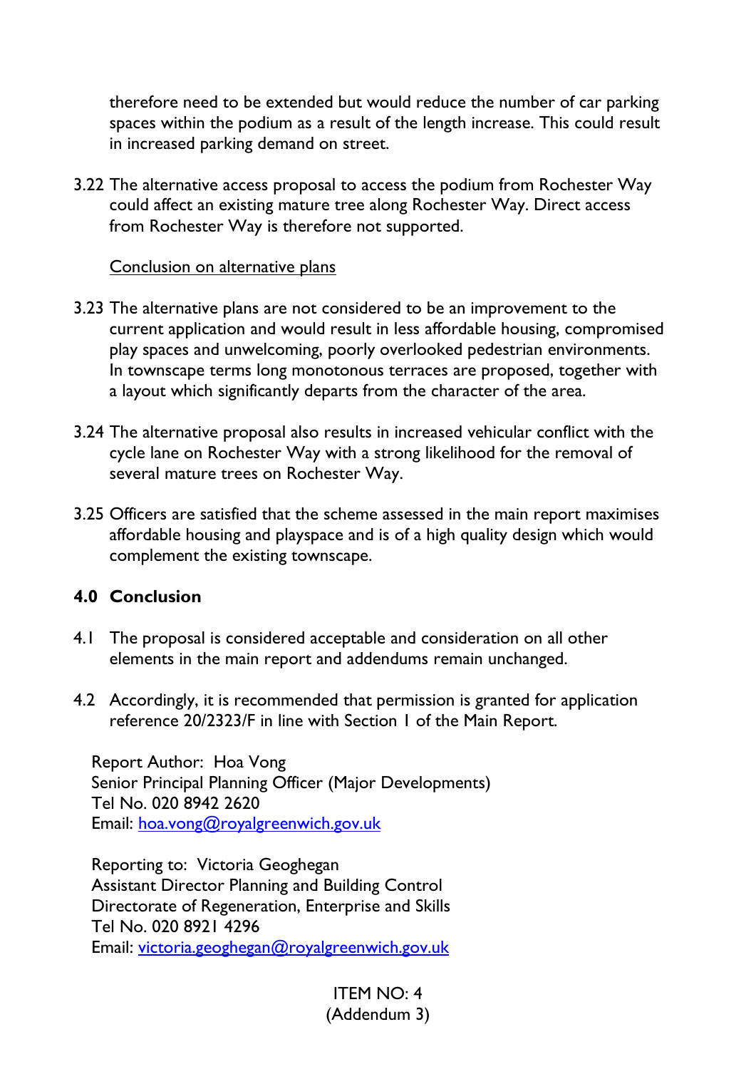therefore need to be extended but would reduce the number of car parking spaces within the podium as a result of the length increase. This could result in increased parking demand on street.

3.22 The alternative access proposal to access the podium from Rochester Way could affect an existing mature tree along Rochester Way. Direct access from Rochester Way is therefore not supported.

Conclusion on alternative plans

3.23 The alternative plans are not considered to be an improvement to the current application and would result in less affordable housing, compromised play spaces and unwelcoming, poorly overlooked pedestrian environments. In townscape terms long monotonous terraces are proposed, together with a layout which significantly departs from the character of the area.

3.24 The alternative proposal also results in increased vehicular conflict with the cycle lane on Rochester Way with a strong likelihood for the removal of several mature trees on Rochester Way.

3.25 Officers are satisfied that the scheme assessed in the main report maximises affordable housing and playspace and is of a high quality design which would complement the existing townscape.

## 4.0 Conclusion

4.1 The proposal is considered acceptable and consideration on all other elements in the main report and addendums remain unchanged.

4.2 Accordingly, it is recommended that permission is granted for application reference 20/2323/F in line with Section 1 of the Main Report.

Report Author: Hoa Vong
Senior Principal Planning Officer (Major Developments)
Tel No. 020 8942 2620
Email: hoa.vong@royalgreenwich.gov.uk

Reporting to: Victoria Geoghegan
Assistant Director Planning and Building Control
Directorate of Regeneration, Enterprise and Skills
Tel No. 020 8921 4296
Email: victoria.geoghegan@royalgreenwich.gov.uk

ITEM NO: 4
(Addendum 3)